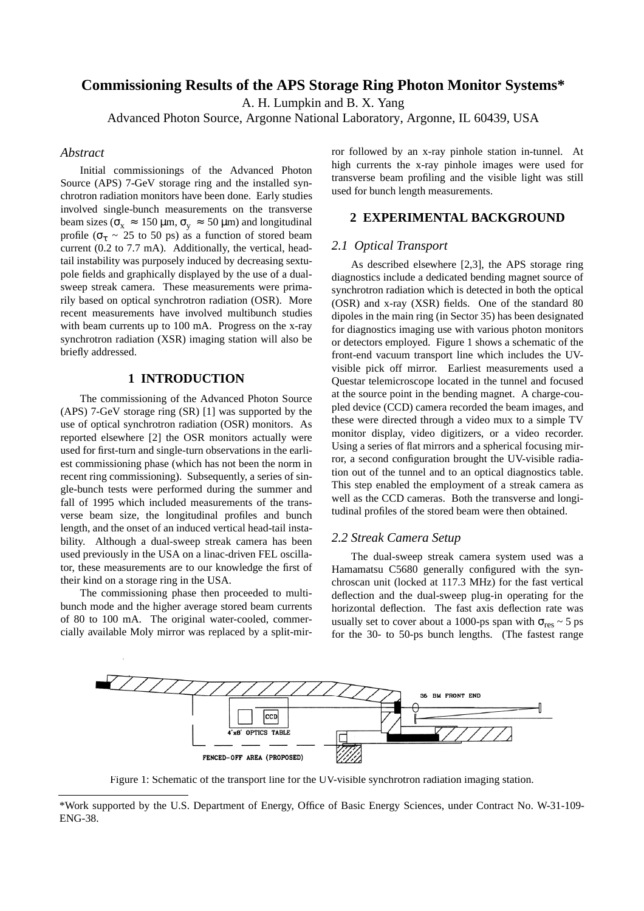# Commissioning Results of the APS Storage Ring Photon Monitor Systems*

A. H. Lumpkin and B. X. Yang

Advanced Photon Source, Argonne National Laboratory, Argonne, IL 60439, USA

## *Abstract*

Initial commissionings of the Advanced Photon Source (APS) 7-GeV storage ring and the installed synchrotron radiation monitors have been done. Early studies involved single-bunch measurements on the transverse beam sizes ($\sigma_x \approx 150$ µm, $\sigma_y \approx 50$ µm) and longitudinal profile ($\sigma_\tau \sim 25$ to 50 ps) as a function of stored beam current (0.2 to 7.7 mA). Additionally, the vertical, head-tail instability was purposely induced by decreasing sextupole fields and graphically displayed by the use of a dual-sweep streak camera. These measurements were primarily based on optical synchrotron radiation (OSR). More recent measurements have involved multibunch studies with beam currents up to 100 mA. Progress on the x-ray synchrotron radiation (XSR) imaging station will also be briefly addressed.

## 1 INTRODUCTION

The commissioning of the Advanced Photon Source (APS) 7-GeV storage ring (SR) [1] was supported by the use of optical synchrotron radiation (OSR) monitors. As reported elsewhere [2] the OSR monitors actually were used for first-turn and single-turn observations in the earliest commissioning phase (which has not been the norm in recent ring commissioning). Subsequently, a series of single-bunch tests were performed during the summer and fall of 1995 which included measurements of the transverse beam size, the longitudinal profiles and bunch length, and the onset of an induced vertical head-tail instability. Although a dual-sweep streak camera has been used previously in the USA on a linac-driven FEL oscillator, these measurements are to our knowledge the first of their kind on a storage ring in the USA.

The commissioning phase then proceeded to multibunch mode and the higher average stored beam currents of 80 to 100 mA. The original water-cooled, commercially available Moly mirror was replaced by a split-mirror followed by an x-ray pinhole station in-tunnel. At high currents the x-ray pinhole images were used for transverse beam profiling and the visible light was still used for bunch length measurements.

## 2 EXPERIMENTAL BACKGROUND

### *2.1 Optical Transport*

As described elsewhere [2,3], the APS storage ring diagnostics include a dedicated bending magnet source of synchrotron radiation which is detected in both the optical (OSR) and x-ray (XSR) fields. One of the standard 80 dipoles in the main ring (in Sector 35) has been designated for diagnostics imaging use with various photon monitors or detectors employed. Figure 1 shows a schematic of the front-end vacuum transport line which includes the UV-visible pick off mirror. Earliest measurements used a Questar telemicroscope located in the tunnel and focused at the source point in the bending magnet. A charge-coupled device (CCD) camera recorded the beam images, and these were directed through a video mux to a simple TV monitor display, video digitizers, or a video recorder. Using a series of flat mirrors and a spherical focusing mirror, a second configuration brought the UV-visible radiation out of the tunnel and to an optical diagnostics table. This step enabled the employment of a streak camera as well as the CCD cameras. Both the transverse and longitudinal profiles of the stored beam were then obtained.

### *2.2 Streak Camera Setup*

The dual-sweep streak camera system used was a Hamamatsu C5680 generally configured with the synchroscan unit (locked at 117.3 MHz) for the fast vertical deflection and the dual-sweep plug-in operating for the horizontal deflection. The fast axis deflection rate was usually set to cover about a 1000-ps span with $\sigma_{res} \sim 5$ ps for the 30- to 50-ps bunch lengths. (The fastest range

Figure 1: Schematic of the transport line for the UV-visible synchrotron radiation imaging station.

*Work supported by the U.S. Department of Energy, Office of Basic Energy Sciences, under Contract No. W-31-109-ENG-38.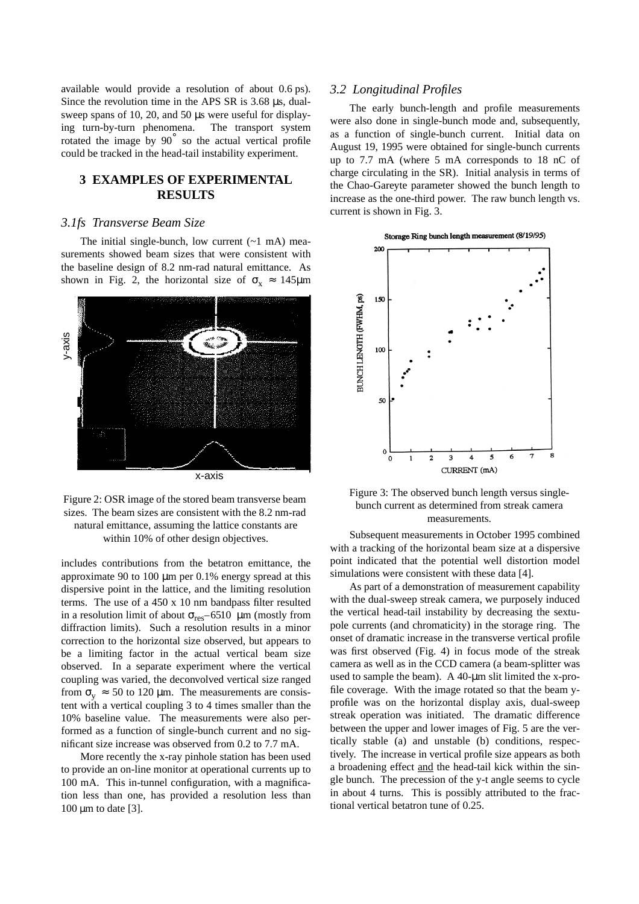available would provide a resolution of about 0.6 ps). Since the revolution time in the APS SR is 3.68 μs, dual-sweep spans of 10, 20, and 50 μs were useful for displaying turn-by-turn phenomena. The transport system rotated the image by 90° so the actual vertical profile could be tracked in the head-tail instability experiment.

## 3 EXAMPLES OF EXPERIMENTAL RESULTS

### *3.1fs Transverse Beam Size*

The initial single-bunch, low current (~1 mA) measurements showed beam sizes that were consistent with the baseline design of 8.2 nm-rad natural emittance. As shown in Fig. 2, the horizontal size of $\sigma_x \approx 145\mu$m includes contributions from the betatron emittance, the approximate 90 to 100 μm per 0.1% energy spread at this dispersive point in the lattice, and the limiting resolution terms. The use of a 450 x 10 nm bandpass filter resulted in a resolution limit of about $\sigma_{res}$–6510 μm (mostly from diffraction limits). Such a resolution results in a minor correction to the horizontal size observed, but appears to be a limiting factor in the actual vertical beam size observed. In a separate experiment where the vertical coupling was varied, the deconvolved vertical size ranged from $\sigma_y \approx 50$ to 120 μm. The measurements are consistent with a vertical coupling 3 to 4 times smaller than the 10% baseline value. The measurements were also performed as a function of single-bunch current and no significant size increase was observed from 0.2 to 7.7 mA.

Figure 2: OSR image of the stored beam transverse beam sizes. The beam sizes are consistent with the 8.2 nm-rad natural emittance, assuming the lattice constants are within 10% of other design objectives.

More recently the x-ray pinhole station has been used to provide an on-line monitor at operational currents up to 100 mA. This in-tunnel configuration, with a magnification less than one, has provided a resolution less than 100 μm to date [3].

### *3.2 Longitudinal Profiles*

The early bunch-length and profile measurements were also done in single-bunch mode and, subsequently, as a function of single-bunch current. Initial data on August 19, 1995 were obtained for single-bunch currents up to 7.7 mA (where 5 mA corresponds to 18 nC of charge circulating in the SR). Initial analysis in terms of the Chao-Gareyte parameter showed the bunch length to increase as the one-third power. The raw bunch length vs. current is shown in Fig. 3.

Figure 3: The observed bunch length versus single-bunch current as determined from streak camera measurements.

Subsequent measurements in October 1995 combined with a tracking of the horizontal beam size at a dispersive point indicated that the potential well distortion model simulations were consistent with these data [4].

As part of a demonstration of measurement capability with the dual-sweep streak camera, we purposely induced the vertical head-tail instability by decreasing the sextupole currents (and chromaticity) in the storage ring. The onset of dramatic increase in the transverse vertical profile was first observed (Fig. 4) in focus mode of the streak camera as well as in the CCD camera (a beam-splitter was used to sample the beam). A 40-μm slit limited the x-profile coverage. With the image rotated so that the beam y-profile was on the horizontal display axis, dual-sweep streak operation was initiated. The dramatic difference between the upper and lower images of Fig. 5 are the vertically stable (a) and unstable (b) conditions, respectively. The increase in vertical profile size appears as both a broadening effect and the head-tail kick within the single bunch. The precession of the y-t angle seems to cycle in about 4 turns. This is possibly attributed to the fractional vertical betatron tune of 0.25.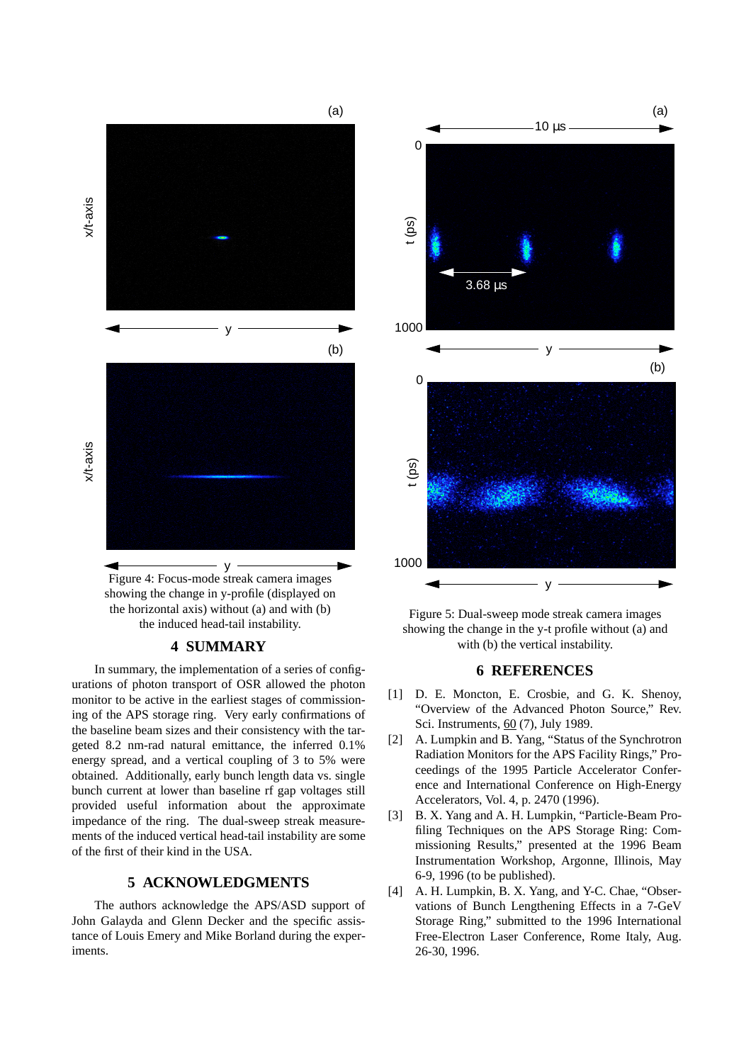(a)

x/t-axis

y

(b)

x/t-axis

y

Figure 4: Focus-mode streak camera images showing the change in y-profile (displayed on the horizontal axis) without (a) and with (b) the induced head-tail instability.

## 4 SUMMARY

In summary, the implementation of a series of configurations of photon transport of OSR allowed the photon monitor to be active in the earliest stages of commissioning of the APS storage ring. Very early confirmations of the baseline beam sizes and their consistency with the targeted 8.2 nm-rad natural emittance, the inferred 0.1% energy spread, and a vertical coupling of 3 to 5% were obtained. Additionally, early bunch length data vs. single bunch current at lower than baseline rf gap voltages still provided useful information about the approximate impedance of the ring. The dual-sweep streak measurements of the induced vertical head-tail instability are some of the first of their kind in the USA.

## 5 ACKNOWLEDGMENTS

The authors acknowledge the APS/ASD support of John Galayda and Glenn Decker and the specific assistance of Louis Emery and Mike Borland during the experiments.

(a)

10 μs

0

t (ps)

3.68 μs

1000

y

(b)

0

t (ps)

1000

y

Figure 5: Dual-sweep mode streak camera images showing the change in the y-t profile without (a) and with (b) the vertical instability.

## 6 REFERENCES

[1] D. E. Moncton, E. Crosbie, and G. K. Shenoy, "Overview of the Advanced Photon Source," Rev. Sci. Instruments, 60 (7), July 1989.

[2] A. Lumpkin and B. Yang, "Status of the Synchrotron Radiation Monitors for the APS Facility Rings," Proceedings of the 1995 Particle Accelerator Conference and International Conference on High-Energy Accelerators, Vol. 4, p. 2470 (1996).

[3] B. X. Yang and A. H. Lumpkin, "Particle-Beam Profiling Techniques on the APS Storage Ring: Commissioning Results," presented at the 1996 Beam Instrumentation Workshop, Argonne, Illinois, May 6-9, 1996 (to be published).

[4] A. H. Lumpkin, B. X. Yang, and Y-C. Chae, "Observations of Bunch Lengthening Effects in a 7-GeV Storage Ring," submitted to the 1996 International Free-Electron Laser Conference, Rome Italy, Aug. 26-30, 1996.